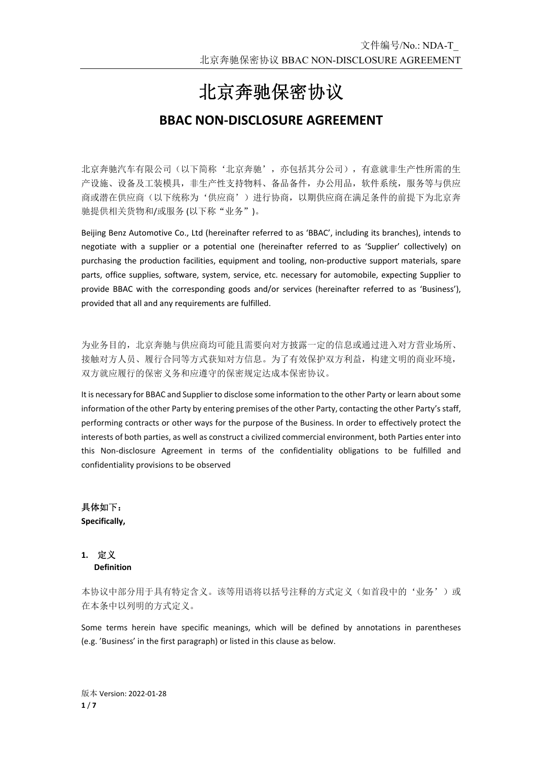# 北京奔驰保密协议

## BBAC NON-DISCLOSURE AGREEMENT

北京奔驰汽车有限公司（以下简称‘北京奔驰’，亦包括其分公司），有意就非生产性所需的生产设施、设备及工装模具，非生产性支持物料、备品备件，办公用品，软件系统，服务等与供应商或潜在供应商（以下统称为‘供应商’）进行协商，以期供应商在满足条件的前提下为北京奔驰提供相关货物和/或服务 (以下称“业务”)。

Beijing Benz Automotive Co., Ltd (hereinafter referred to as 'BBAC', including its branches), intends to negotiate with a supplier or a potential one (hereinafter referred to as 'Supplier' collectively) on purchasing the production facilities, equipment and tooling, non-productive support materials, spare parts, office supplies, software, system, service, etc. necessary for automobile, expecting Supplier to provide BBAC with the corresponding goods and/or services (hereinafter referred to as 'Business'), provided that all and any requirements are fulfilled.

为业务目的，北京奔驰与供应商均可能且需要向对方披露一定的信息或通过进入对方营业场所、接触对方人员、履行合同等方式获知对方信息。为了有效保护双方利益，构建文明的商业环境，双方就应履行的保密义务和应遵守的保密规定达成本保密协议。

It is necessary for BBAC and Supplier to disclose some information to the other Party or learn about some information of the other Party by entering premises of the other Party, contacting the other Party's staff, performing contracts or other ways for the purpose of the Business. In order to effectively protect the interests of both parties, as well as construct a civilized commercial environment, both Parties enter into this Non-disclosure Agreement in terms of the confidentiality obligations to be fulfilled and confidentiality provisions to be observed

**具体如下：**
**Specifically,**

**1. 定义**
**Definition**

本协议中部分用于具有特定含义。该等用语将以括号注释的方式定义（如首段中的‘业务’）或在本条中以列明的方式定义。

Some terms herein have specific meanings, which will be defined by annotations in parentheses (e.g. 'Business' in the first paragraph) or listed in this clause as below.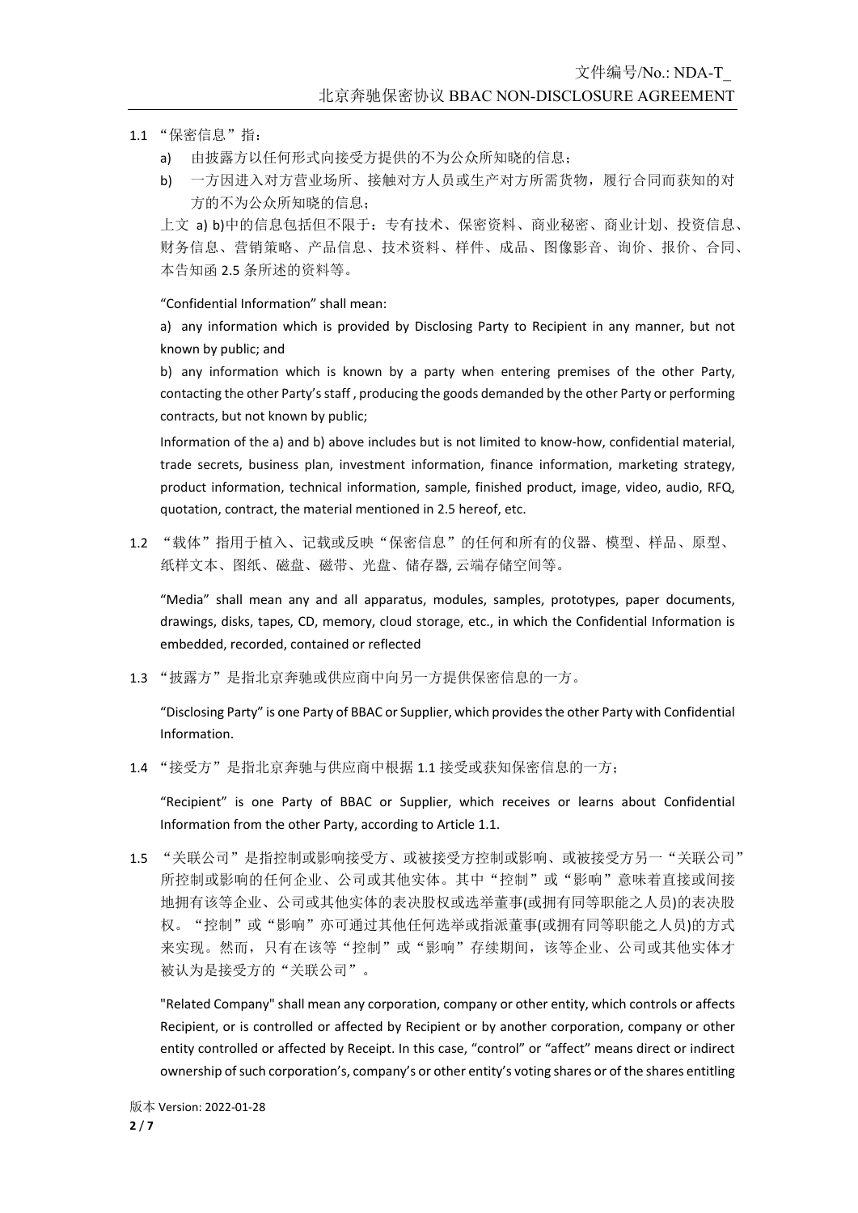1.1 “保密信息”指：

a) 由披露方以任何形式向接受方提供的不为公众所知晓的信息；

b) 一方因进入对方营业场所、接触对方人员或生产对方所需货物，履行合同而获知的对方的不为公众所知晓的信息；

上文 a) b)中的信息包括但不限于：专有技术、保密资料、商业秘密、商业计划、投资信息、财务信息、营销策略、产品信息、技术资料、样件、成品、图像影音、询价、报价、合同、本告知函 2.5 条所述的资料等。

“Confidential Information” shall mean:

a) any information which is provided by Disclosing Party to Recipient in any manner, but not known by public; and

b) any information which is known by a party when entering premises of the other Party, contacting the other Party’s staff , producing the goods demanded by the other Party or performing contracts, but not known by public;

Information of the a) and b) above includes but is not limited to know-how, confidential material, trade secrets, business plan, investment information, finance information, marketing strategy, product information, technical information, sample, finished product, image, video, audio, RFQ, quotation, contract, the material mentioned in 2.5 hereof, etc.

1.2 “载体”指用于植入、记载或反映“保密信息”的任何和所有的仪器、模型、样品、原型、纸样文本、图纸、磁盘、磁带、光盘、储存器, 云端存储空间等。

“Media” shall mean any and all apparatus, modules, samples, prototypes, paper documents, drawings, disks, tapes, CD, memory, cloud storage, etc., in which the Confidential Information is embedded, recorded, contained or reflected

1.3 “披露方”是指北京奔驰或供应商中向另一方提供保密信息的一方。

“Disclosing Party” is one Party of BBAC or Supplier, which provides the other Party with Confidential Information.

1.4 “接受方”是指北京奔驰与供应商中根据 1.1 接受或获知保密信息的一方；

“Recipient” is one Party of BBAC or Supplier, which receives or learns about Confidential Information from the other Party, according to Article 1.1.

1.5 “关联公司”是指控制或影响接受方、或被接受方控制或影响、或被接受方另一“关联公司”所控制或影响的任何企业、公司或其他实体。其中“控制”或“影响”意味着直接或间接地拥有该等企业、公司或其他实体的表决股权或选举董事(或拥有同等职能之人员)的表决股权。“控制”或“影响”亦可通过其他任何选举或指派董事(或拥有同等职能之人员)的方式来实现。然而，只有在该等“控制”或“影响”存续期间，该等企业、公司或其他实体才被认为是接受方的“关联公司”。

"Related Company" shall mean any corporation, company or other entity, which controls or affects Recipient, or is controlled or affected by Recipient or by another corporation, company or other entity controlled or affected by Receipt. In this case, “control” or “affect” means direct or indirect ownership of such corporation’s, company’s or other entity’s voting shares or of the shares entitling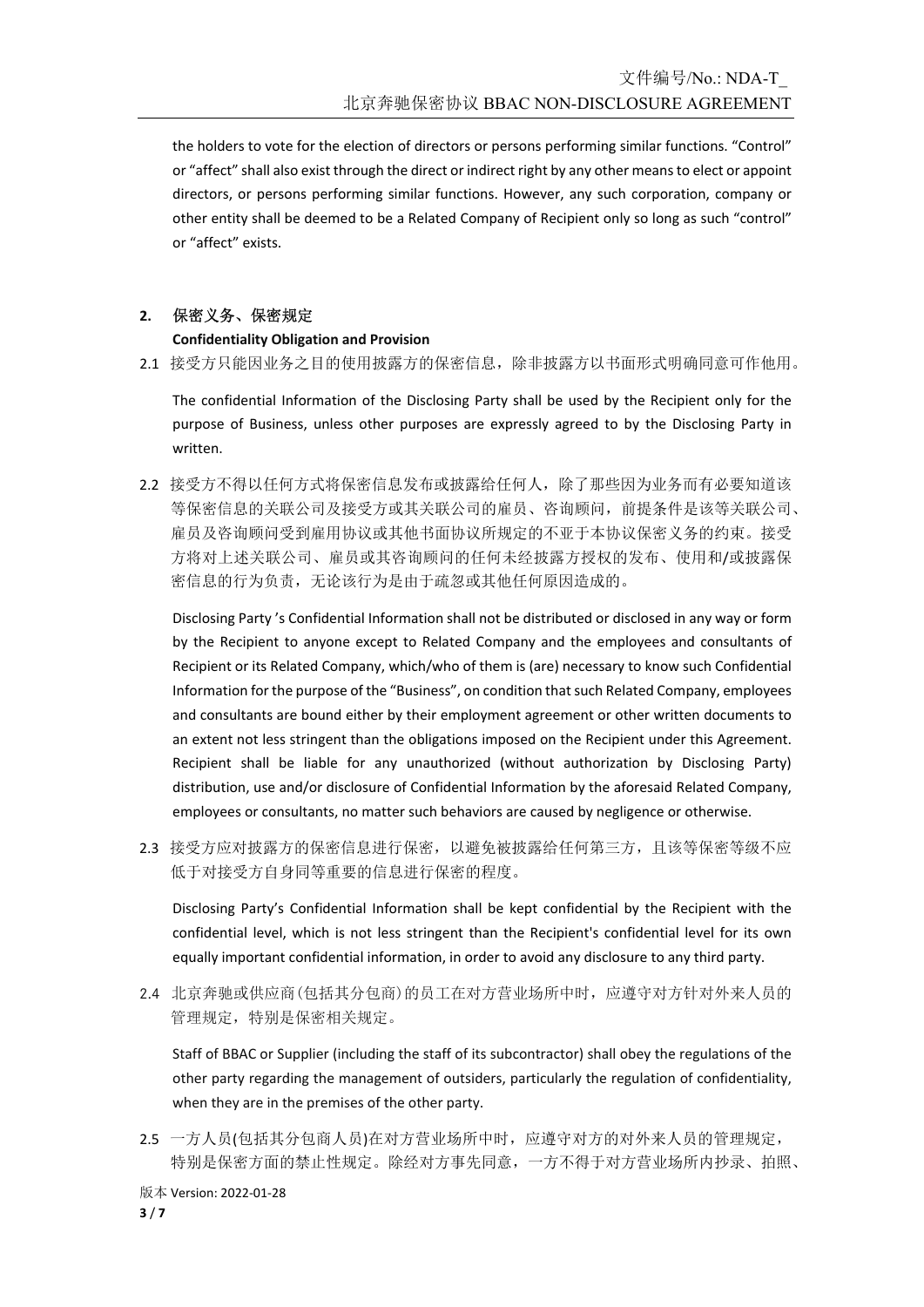the holders to vote for the election of directors or persons performing similar functions. “Control” or “affect” shall also exist through the direct or indirect right by any other means to elect or appoint directors, or persons performing similar functions. However, any such corporation, company or other entity shall be deemed to be a Related Company of Recipient only so long as such “control” or “affect” exists.

**2. 保密义务、保密规定**

**Confidentiality Obligation and Provision**

2.1 接受方只能因业务之目的使用披露方的保密信息，除非披露方以书面形式明确同意可作他用。

The confidential Information of the Disclosing Party shall be used by the Recipient only for the purpose of Business, unless other purposes are expressly agreed to by the Disclosing Party in written.

2.2 接受方不得以任何方式将保密信息发布或披露给任何人，除了那些因为业务而有必要知道该等保密信息的关联公司及接受方或其关联公司的雇员、咨询顾问，前提条件是该等关联公司、雇员及咨询顾问受到雇用协议或其他书面协议所规定的不亚于本协议保密义务的约束。接受方将对上述关联公司、雇员或其咨询顾问的任何未经披露方授权的发布、使用和/或披露保密信息的行为负责，无论该行为是由于疏忽或其他任何原因造成的。

Disclosing Party ’s Confidential Information shall not be distributed or disclosed in any way or form by the Recipient to anyone except to Related Company and the employees and consultants of Recipient or its Related Company, which/who of them is (are) necessary to know such Confidential Information for the purpose of the “Business”, on condition that such Related Company, employees and consultants are bound either by their employment agreement or other written documents to an extent not less stringent than the obligations imposed on the Recipient under this Agreement. Recipient shall be liable for any unauthorized (without authorization by Disclosing Party) distribution, use and/or disclosure of Confidential Information by the aforesaid Related Company, employees or consultants, no matter such behaviors are caused by negligence or otherwise.

2.3 接受方应对披露方的保密信息进行保密，以避免被披露给任何第三方，且该等保密等级不应低于对接受方自身同等重要的信息进行保密的程度。

Disclosing Party’s Confidential Information shall be kept confidential by the Recipient with the confidential level, which is not less stringent than the Recipient's confidential level for its own equally important confidential information, in order to avoid any disclosure to any third party.

2.4 北京奔驰或供应商(包括其分包商)的员工在对方营业场所中时，应遵守对方针对外来人员的管理规定，特别是保密相关规定。

Staff of BBAC or Supplier (including the staff of its subcontractor) shall obey the regulations of the other party regarding the management of outsiders, particularly the regulation of confidentiality, when they are in the premises of the other party.

2.5 一方人员(包括其分包商人员)在对方营业场所中时，应遵守对方的对外来人员的管理规定，特别是保密方面的禁止性规定。除经对方事先同意，一方不得于对方营业场所内抄录、拍照、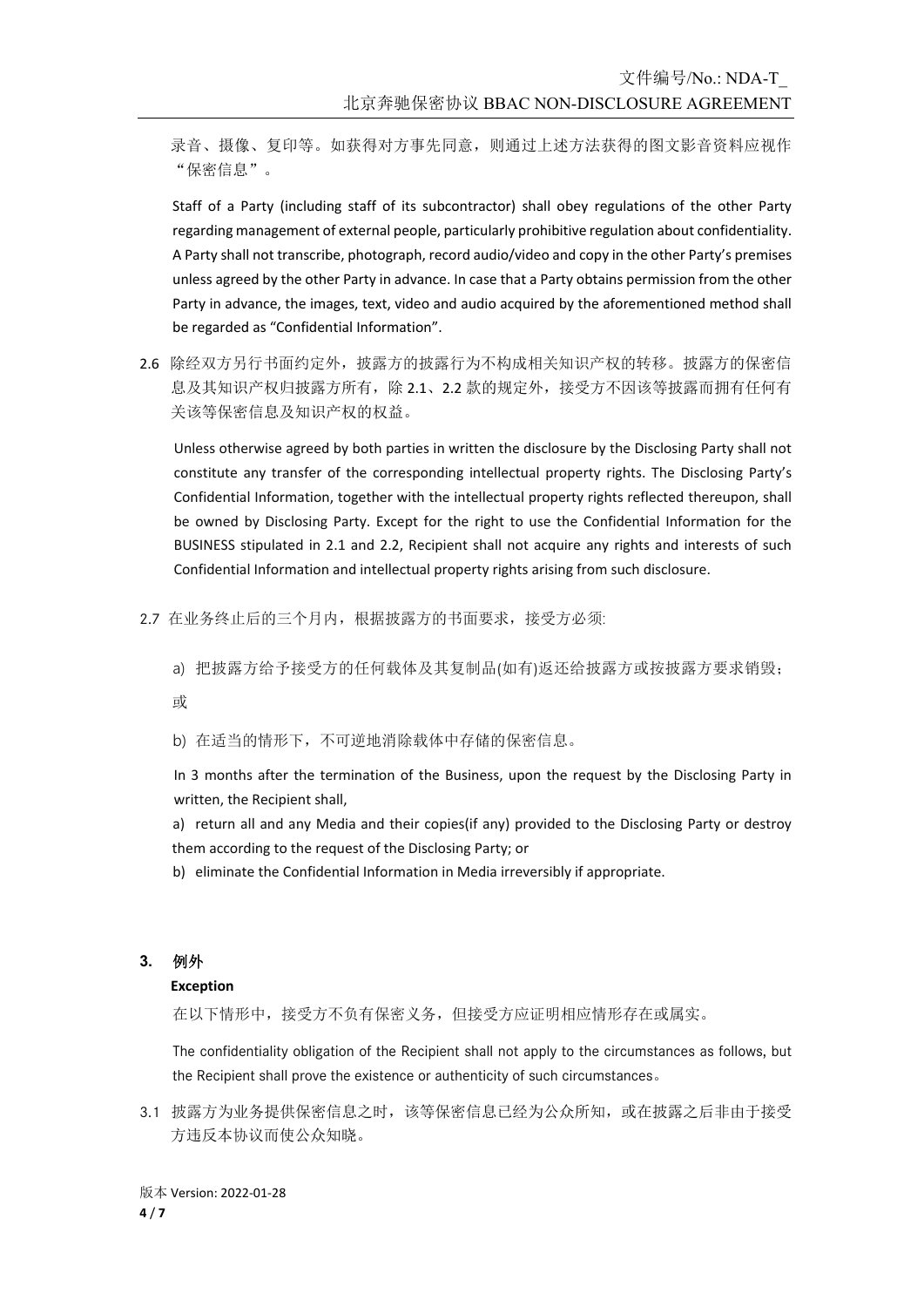录音、摄像、复印等。如获得对方事先同意，则通过上述方法获得的图文影音资料应视作"保密信息"。

Staff of a Party (including staff of its subcontractor) shall obey regulations of the other Party regarding management of external people, particularly prohibitive regulation about confidentiality. A Party shall not transcribe, photograph, record audio/video and copy in the other Party's premises unless agreed by the other Party in advance. In case that a Party obtains permission from the other Party in advance, the images, text, video and audio acquired by the aforementioned method shall be regarded as "Confidential Information".

2.6 除经双方另行书面约定外，披露方的披露行为不构成相关知识产权的转移。披露方的保密信息及其知识产权归披露方所有，除 2.1、2.2 款的规定外，接受方不因该等披露而拥有任何有关该等保密信息及知识产权的权益。

Unless otherwise agreed by both parties in written the disclosure by the Disclosing Party shall not constitute any transfer of the corresponding intellectual property rights. The Disclosing Party's Confidential Information, together with the intellectual property rights reflected thereupon, shall be owned by Disclosing Party. Except for the right to use the Confidential Information for the BUSINESS stipulated in 2.1 and 2.2, Recipient shall not acquire any rights and interests of such Confidential Information and intellectual property rights arising from such disclosure.

2.7 在业务终止后的三个月内，根据披露方的书面要求，接受方必须:

a) 把披露方给予接受方的任何载体及其复制品(如有)返还给披露方或按披露方要求销毁；

或

b) 在适当的情形下，不可逆地消除载体中存储的保密信息。

In 3 months after the termination of the Business, upon the request by the Disclosing Party in written, the Recipient shall,

a) return all and any Media and their copies(if any) provided to the Disclosing Party or destroy them according to the request of the Disclosing Party; or

b) eliminate the Confidential Information in Media irreversibly if appropriate.

## 3. 例外

**Exception**

在以下情形中，接受方不负有保密义务，但接受方应证明相应情形存在或属实。

The confidentiality obligation of the Recipient shall not apply to the circumstances as follows, but the Recipient shall prove the existence or authenticity of such circumstances。

3.1 披露方为业务提供保密信息之时，该等保密信息已经为公众所知，或在披露之后非由于接受方违反本协议而使公众知晓。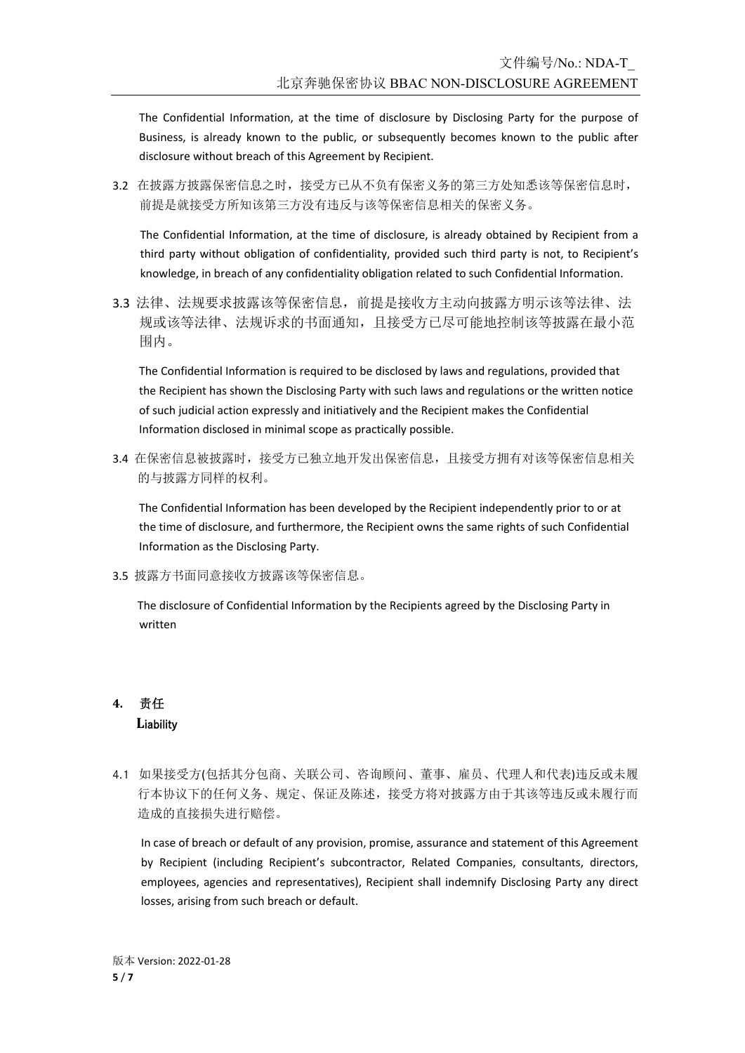The Confidential Information, at the time of disclosure by Disclosing Party for the purpose of Business, is already known to the public, or subsequently becomes known to the public after disclosure without breach of this Agreement by Recipient.

3.2 在披露方披露保密信息之时，接受方已从不负有保密义务的第三方处知悉该等保密信息时，前提是就接受方所知该第三方没有违反与该等保密信息相关的保密义务。

The Confidential Information, at the time of disclosure, is already obtained by Recipient from a third party without obligation of confidentiality, provided such third party is not, to Recipient's knowledge, in breach of any confidentiality obligation related to such Confidential Information.

3.3 法律、法规要求披露该等保密信息，前提是接收方主动向披露方明示该等法律、法规或该等法律、法规诉求的书面通知，且接受方已尽可能地控制该等披露在最小范围内。

The Confidential Information is required to be disclosed by laws and regulations, provided that the Recipient has shown the Disclosing Party with such laws and regulations or the written notice of such judicial action expressly and initiatively and the Recipient makes the Confidential Information disclosed in minimal scope as practically possible.

3.4 在保密信息被披露时，接受方已独立地开发出保密信息，且接受方拥有对该等保密信息相关的与披露方同样的权利。

The Confidential Information has been developed by the Recipient independently prior to or at the time of disclosure, and furthermore, the Recipient owns the same rights of such Confidential Information as the Disclosing Party.

3.5 披露方书面同意接收方披露该等保密信息。

The disclosure of Confidential Information by the Recipients agreed by the Disclosing Party in written

## 4. 责任 Liability

4.1 如果接受方(包括其分包商、关联公司、咨询顾问、董事、雇员、代理人和代表)违反或未履行本协议下的任何义务、规定、保证及陈述，接受方将对披露方由于其该等违反或未履行而造成的直接损失进行赔偿。

In case of breach or default of any provision, promise, assurance and statement of this Agreement by Recipient (including Recipient's subcontractor, Related Companies, consultants, directors, employees, agencies and representatives), Recipient shall indemnify Disclosing Party any direct losses, arising from such breach or default.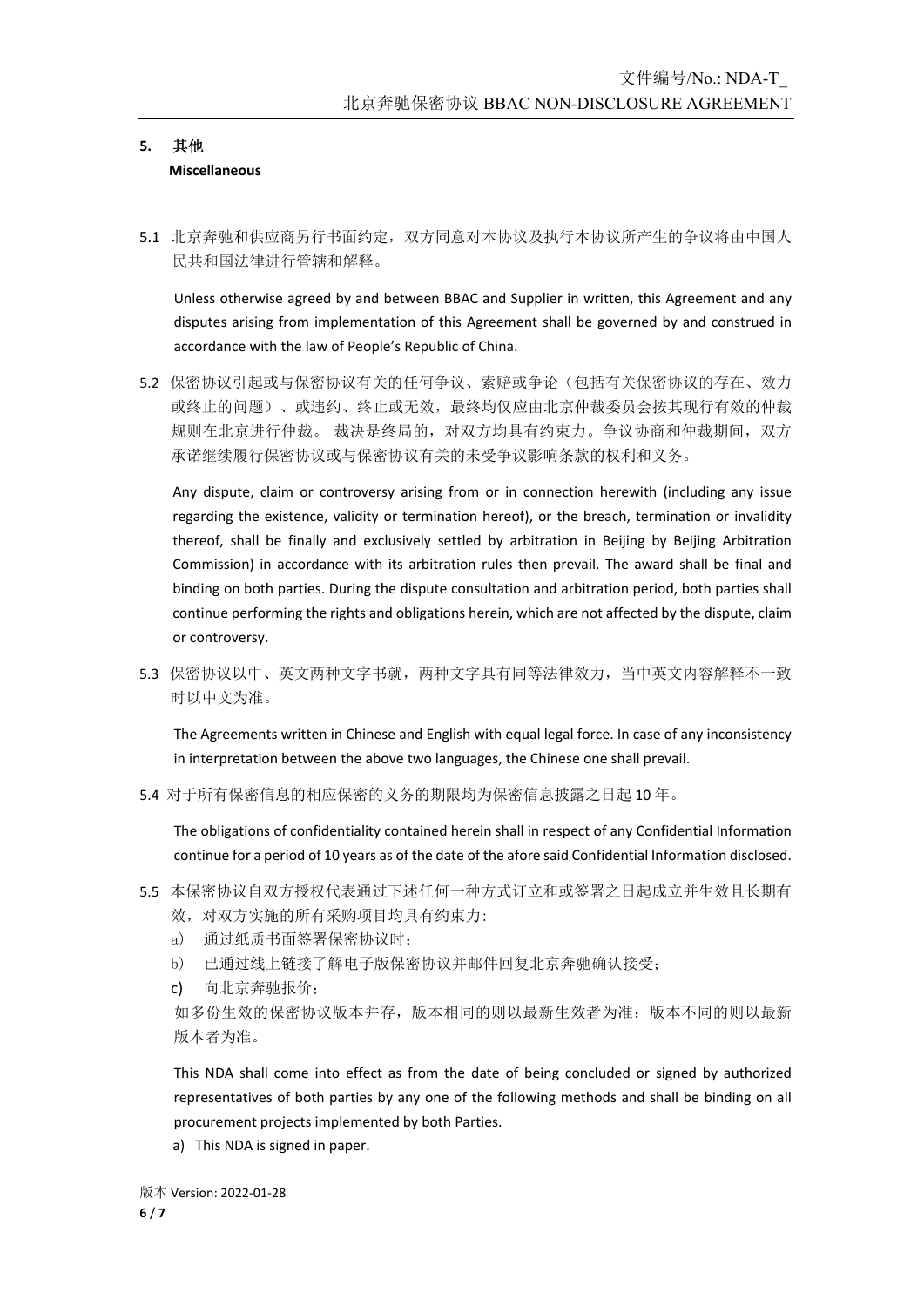## 5. 其他

**Miscellaneous**

5.1 北京奔驰和供应商另行书面约定，双方同意对本协议及执行本协议所产生的争议将由中国人民共和国法律进行管辖和解释。

Unless otherwise agreed by and between BBAC and Supplier in written, this Agreement and any disputes arising from implementation of this Agreement shall be governed by and construed in accordance with the law of People's Republic of China.

5.2 保密协议引起或与保密协议有关的任何争议、索赔或争论（包括有关保密协议的存在、效力或终止的问题）、或违约、终止或无效，最终均仅应由北京仲裁委员会按其现行有效的仲裁规则在北京进行仲裁。 裁决是终局的，对双方均具有约束力。争议协商和仲裁期间，双方承诺继续履行保密协议或与保密协议有关的未受争议影响条款的权利和义务。

Any dispute, claim or controversy arising from or in connection herewith (including any issue regarding the existence, validity or termination hereof), or the breach, termination or invalidity thereof, shall be finally and exclusively settled by arbitration in Beijing by Beijing Arbitration Commission) in accordance with its arbitration rules then prevail. The award shall be final and binding on both parties. During the dispute consultation and arbitration period, both parties shall continue performing the rights and obligations herein, which are not affected by the dispute, claim or controversy.

5.3 保密协议以中、英文两种文字书就，两种文字具有同等法律效力，当中英文内容解释不一致时以中文为准。

The Agreements written in Chinese and English with equal legal force. In case of any inconsistency in interpretation between the above two languages, the Chinese one shall prevail.

5.4 对于所有保密信息的相应保密的义务的期限均为保密信息披露之日起 10 年。

The obligations of confidentiality contained herein shall in respect of any Confidential Information continue for a period of 10 years as of the date of the afore said Confidential Information disclosed.

5.5 本保密协议自双方授权代表通过下述任何一种方式订立和或签署之日起成立并生效且长期有效，对双方实施的所有采购项目均具有约束力：

a) 通过纸质书面签署保密协议时；

b) 已通过线上链接了解电子版保密协议并邮件回复北京奔驰确认接受；

c) 向北京奔驰报价；

如多份生效的保密协议版本并存，版本相同的则以最新生效者为准；版本不同的则以最新版本者为准。

This NDA shall come into effect as from the date of being concluded or signed by authorized representatives of both parties by any one of the following methods and shall be binding on all procurement projects implemented by both Parties.

a) This NDA is signed in paper.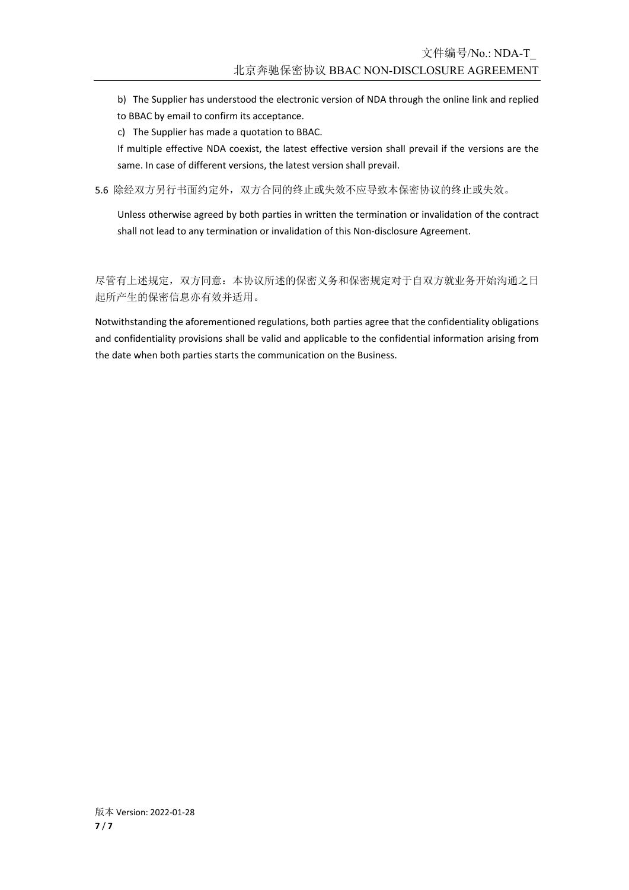b) The Supplier has understood the electronic version of NDA through the online link and replied to BBAC by email to confirm its acceptance.

c) The Supplier has made a quotation to BBAC.

If multiple effective NDA coexist, the latest effective version shall prevail if the versions are the same. In case of different versions, the latest version shall prevail.

5.6 除经双方另行书面约定外，双方合同的终止或失效不应导致本保密协议的终止或失效。

Unless otherwise agreed by both parties in written the termination or invalidation of the contract shall not lead to any termination or invalidation of this Non-disclosure Agreement.

尽管有上述规定，双方同意：本协议所述的保密义务和保密规定对于自双方就业务开始沟通之日起所产生的保密信息亦有效并适用。

Notwithstanding the aforementioned regulations, both parties agree that the confidentiality obligations and confidentiality provisions shall be valid and applicable to the confidential information arising from the date when both parties starts the communication on the Business.